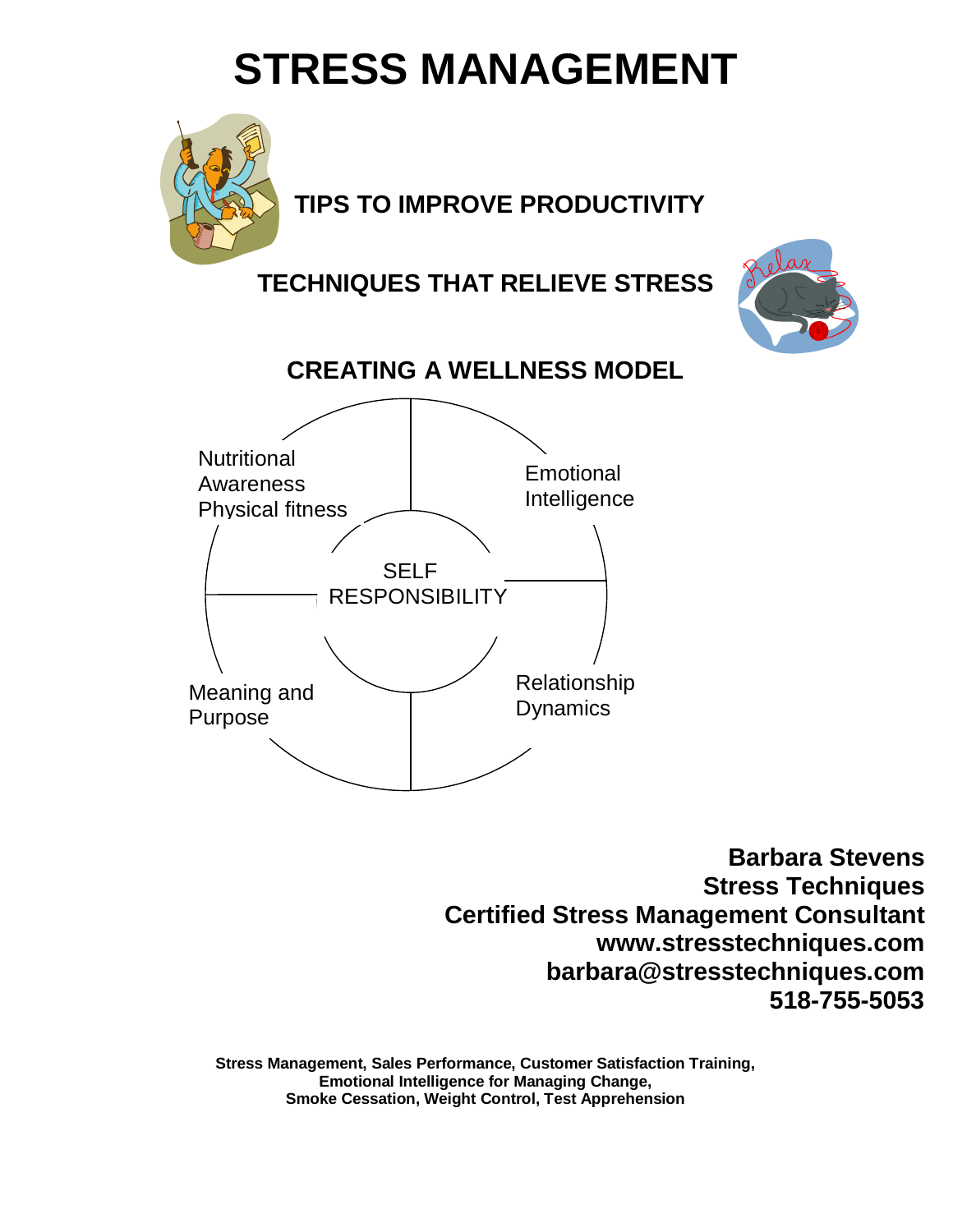# STRESS MANAGEMENT

## TIPS TO IMPROVE PRODUCTIVITY

## TECHNIQUES THAT RELIEVE STRESS

## CREATING A WELLNESS MODEL

Nutritional Awareness Physical fitness

Emotional Intelligence

SELF RESPONSIBILITY

Meaning and Purpose

Relationship Dynamics

**Barbara Stevens**
**Stress Techniques**
**Certified Stress Management Consultant**
**www.stresstechniques.com**
**barbara@stresstechniques.com**
**518-755-5053**

**Stress Management, Sales Performance, Customer Satisfaction Training, Emotional Intelligence for Managing Change, Smoke Cessation, Weight Control, Test Apprehension**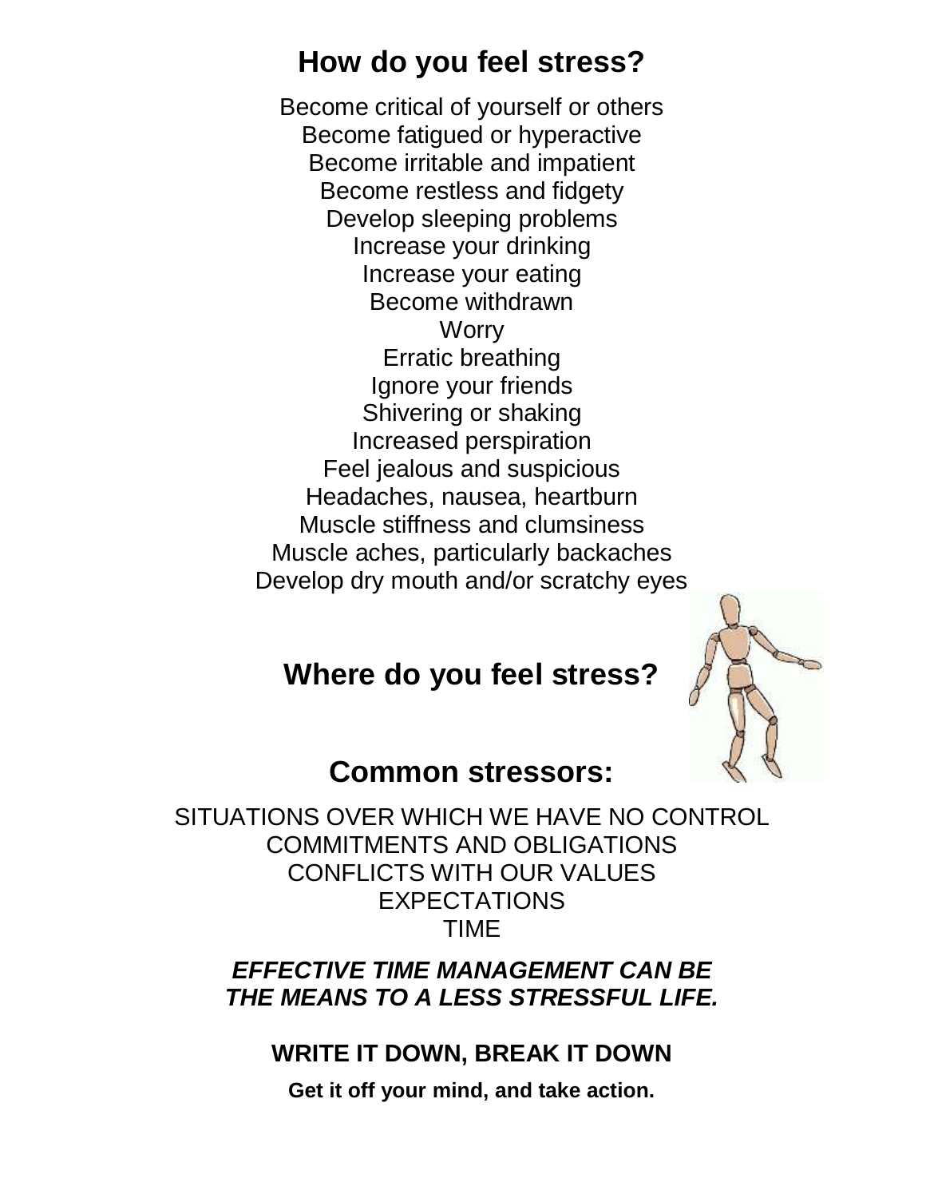## How do you feel stress?

Become critical of yourself or others
Become fatigued or hyperactive
Become irritable and impatient
Become restless and fidgety
Develop sleeping problems
Increase your drinking
Increase your eating
Become withdrawn
Worry
Erratic breathing
Ignore your friends
Shivering or shaking
Increased perspiration
Feel jealous and suspicious
Headaches, nausea, heartburn
Muscle stiffness and clumsiness
Muscle aches, particularly backaches
Develop dry mouth and/or scratchy eyes

## Where do you feel stress?

## Common stressors:

SITUATIONS OVER WHICH WE HAVE NO CONTROL
COMMITMENTS AND OBLIGATIONS
CONFLICTS WITH OUR VALUES
EXPECTATIONS
TIME

***EFFECTIVE TIME MANAGEMENT CAN BE THE MEANS TO A LESS STRESSFUL LIFE.***

**WRITE IT DOWN, BREAK IT DOWN**

**Get it off your mind, and take action.**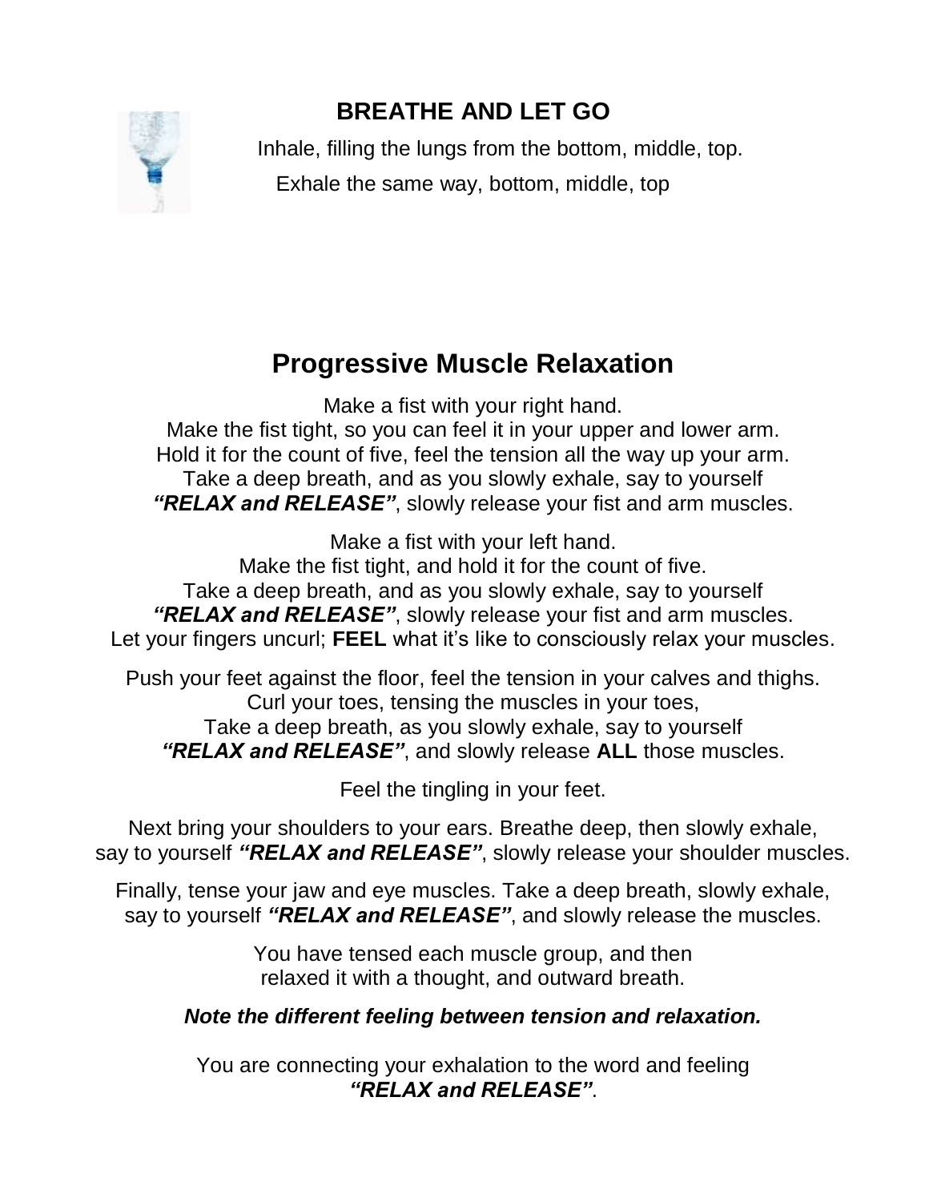## BREATHE AND LET GO

Inhale, filling the lungs from the bottom, middle, top.

Exhale the same way, bottom, middle, top

## Progressive Muscle Relaxation

Make a fist with your right hand.
Make the fist tight, so you can feel it in your upper and lower arm.
Hold it for the count of five, feel the tension all the way up your arm.
Take a deep breath, and as you slowly exhale, say to yourself
***"RELAX and RELEASE"***, slowly release your fist and arm muscles.

Make a fist with your left hand.
Make the fist tight, and hold it for the count of five.
Take a deep breath, and as you slowly exhale, say to yourself
***"RELAX and RELEASE"***, slowly release your fist and arm muscles.
Let your fingers uncurl; **FEEL** what it's like to consciously relax your muscles.

Push your feet against the floor, feel the tension in your calves and thighs.
Curl your toes, tensing the muscles in your toes,
Take a deep breath, as you slowly exhale, say to yourself
***"RELAX and RELEASE"***, and slowly release **ALL** those muscles.

Feel the tingling in your feet.

Next bring your shoulders to your ears. Breathe deep, then slowly exhale,
say to yourself ***"RELAX and RELEASE"***, slowly release your shoulder muscles.

Finally, tense your jaw and eye muscles. Take a deep breath, slowly exhale,
say to yourself ***"RELAX and RELEASE"***, and slowly release the muscles.

You have tensed each muscle group, and then
relaxed it with a thought, and outward breath.

***Note the different feeling between tension and relaxation.***

You are connecting your exhalation to the word and feeling
***"RELAX and RELEASE"***.